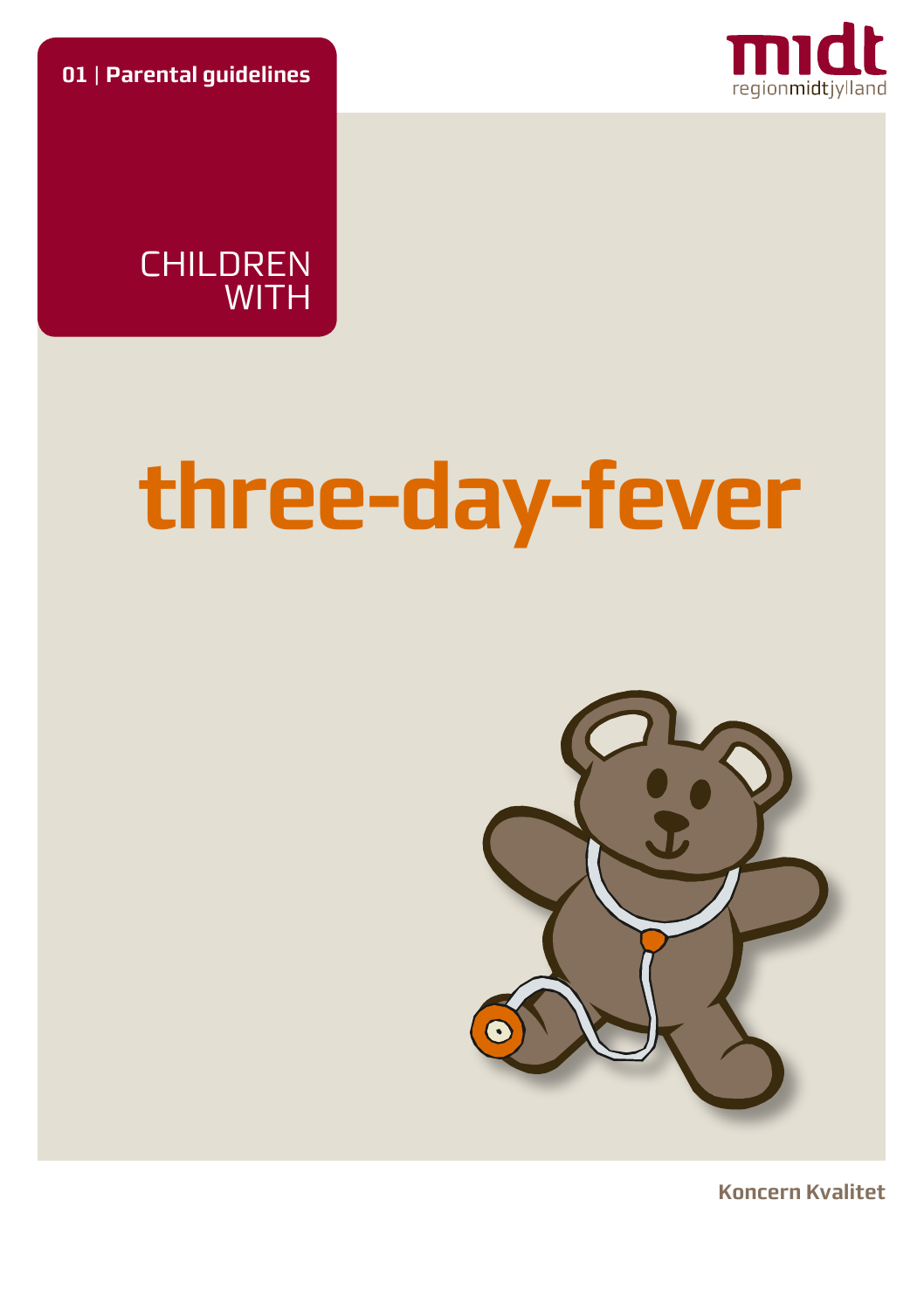**01** | **Parental guidelines**

midt
regionmidtjylland

CHILDREN WITH

# three-day-fever

**Koncern Kvalitet**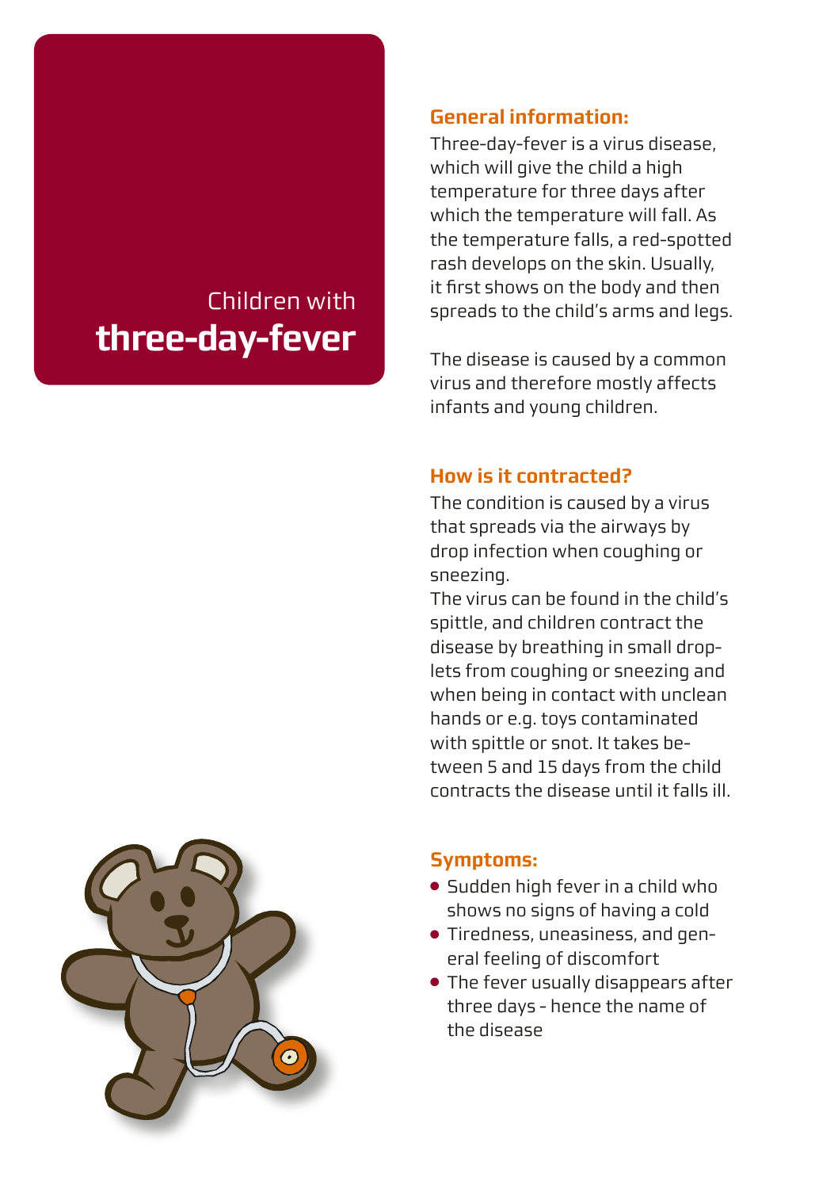# Children with **three-day-fever**

## General information:

Three-day-fever is a virus disease, which will give the child a high temperature for three days after which the temperature will fall. As the temperature falls, a red-spotted rash develops on the skin. Usually, it first shows on the body and then spreads to the child's arms and legs.

The disease is caused by a common virus and therefore mostly affects infants and young children.

## How is it contracted?

The condition is caused by a virus that spreads via the airways by drop infection when coughing or sneezing.
The virus can be found in the child's spittle, and children contract the disease by breathing in small droplets from coughing or sneezing and when being in contact with unclean hands or e.g. toys contaminated with spittle or snot. It takes between 5 and 15 days from the child contracts the disease until it falls ill.

## Symptoms:

- Sudden high fever in a child who shows no signs of having a cold
- Tiredness, uneasiness, and general feeling of discomfort
- The fever usually disappears after three days - hence the name of the disease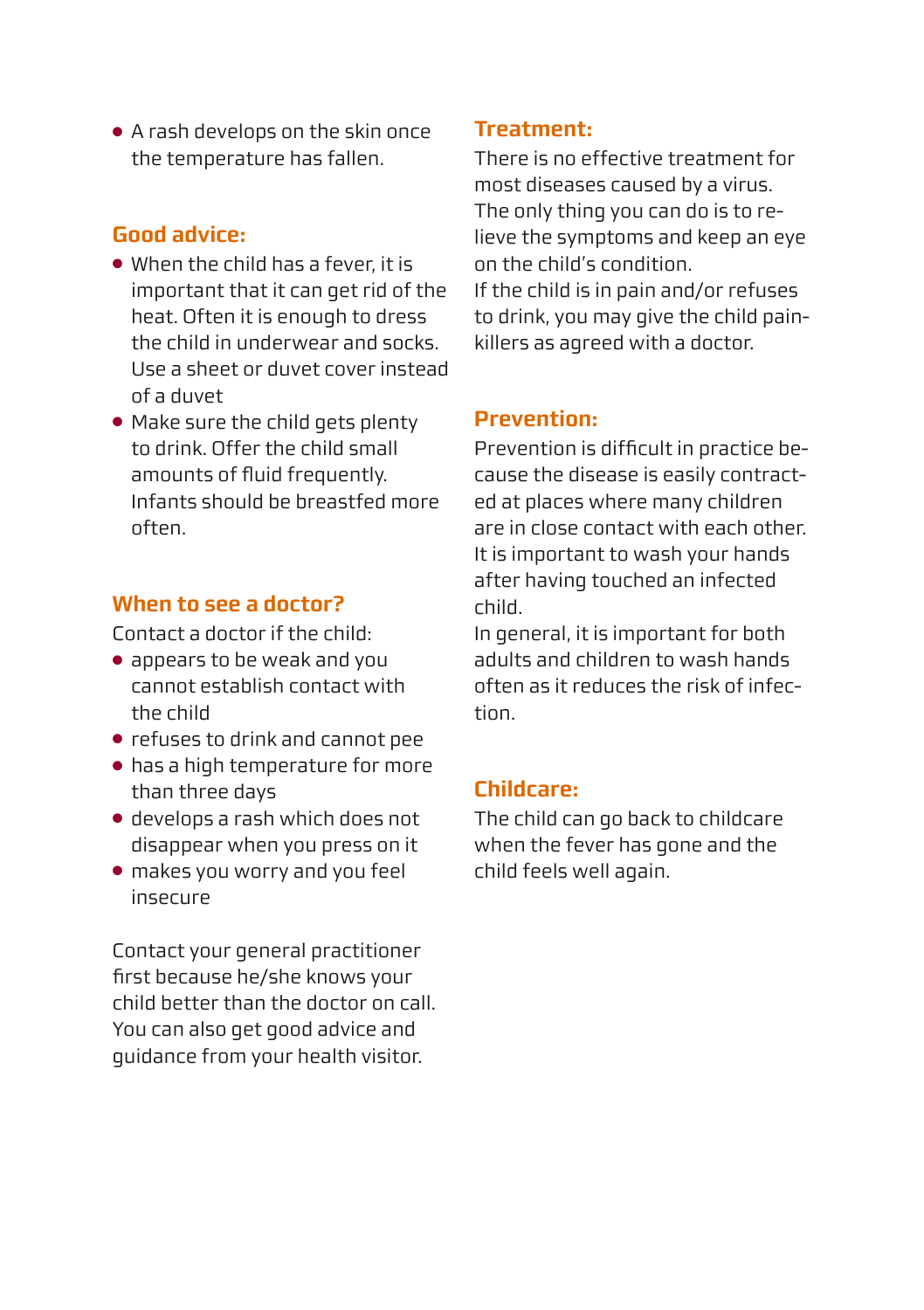- A rash develops on the skin once the temperature has fallen.

## Good advice:

- When the child has a fever, it is important that it can get rid of the heat. Often it is enough to dress the child in underwear and socks. Use a sheet or duvet cover instead of a duvet
- Make sure the child gets plenty to drink. Offer the child small amounts of fluid frequently. Infants should be breastfed more often.

## When to see a doctor?

Contact a doctor if the child:

- appears to be weak and you cannot establish contact with the child
- refuses to drink and cannot pee
- has a high temperature for more than three days
- develops a rash which does not disappear when you press on it
- makes you worry and you feel insecure

Contact your general practitioner first because he/she knows your child better than the doctor on call. You can also get good advice and guidance from your health visitor.

## Treatment:

There is no effective treatment for most diseases caused by a virus. The only thing you can do is to relieve the symptoms and keep an eye on the child's condition.
If the child is in pain and/or refuses to drink, you may give the child painkillers as agreed with a doctor.

## Prevention:

Prevention is difficult in practice because the disease is easily contracted at places where many children are in close contact with each other. It is important to wash your hands after having touched an infected child.
In general, it is important for both adults and children to wash hands often as it reduces the risk of infection.

## Childcare:

The child can go back to childcare when the fever has gone and the child feels well again.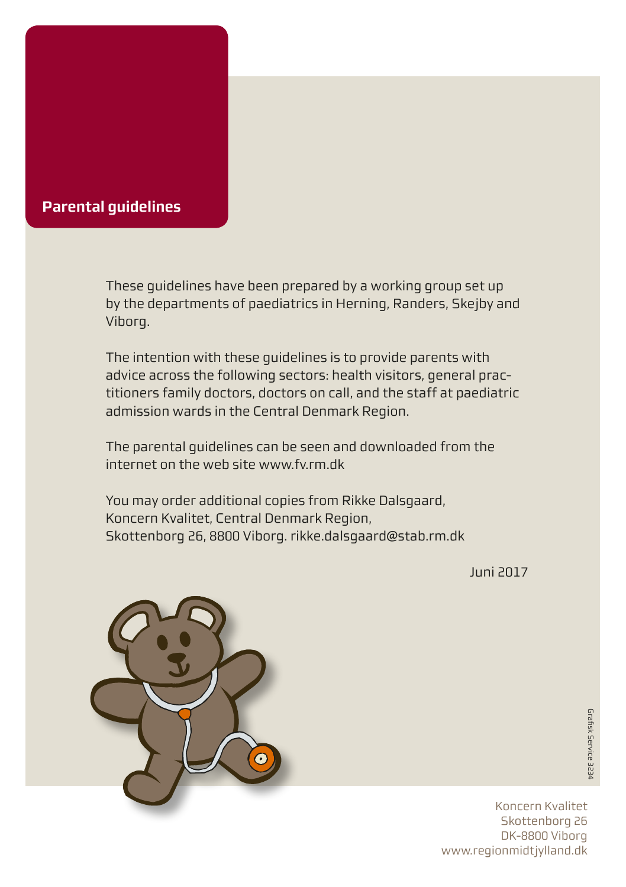## Parental guidelines

These guidelines have been prepared by a working group set up by the departments of paediatrics in Herning, Randers, Skejby and Viborg.

The intention with these guidelines is to provide parents with advice across the following sectors: health visitors, general practitioners family doctors, doctors on call, and the staff at paediatric admission wards in the Central Denmark Region.

The parental guidelines can be seen and downloaded from the internet on the web site www.fv.rm.dk

You may order additional copies from Rikke Dalsgaard,
Koncern Kvalitet, Central Denmark Region,
Skottenborg 26, 8800 Viborg. rikke.dalsgaard@stab.rm.dk

Juni 2017

Grafisk Service 3234

Koncern Kvalitet
Skottenborg 26
DK-8800 Viborg
www.regionmidtjylland.dk